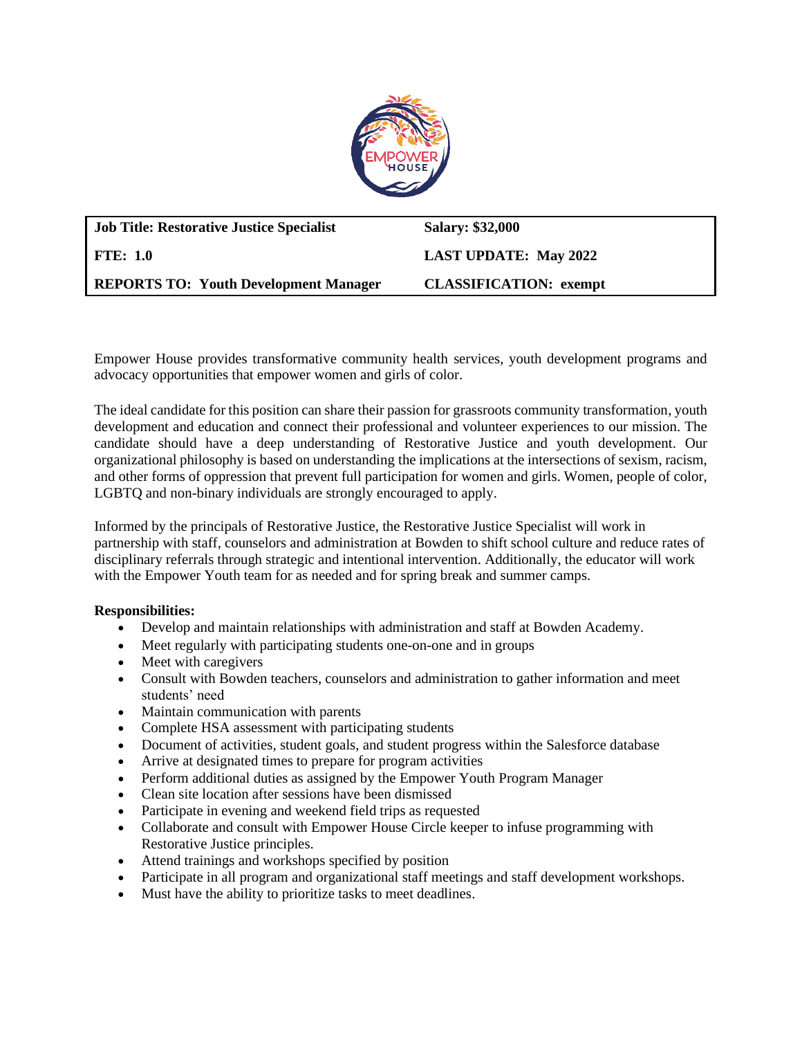| Job Title: Restorative Justice Specialist | Salary: $32,000 |
|---|---|
| FTE: 1.0 | LAST UPDATE: May 2022 |
| REPORTS TO: Youth Development Manager | CLASSIFICATION: exempt |

Empower House provides transformative community health services, youth development programs and advocacy opportunities that empower women and girls of color.

The ideal candidate for this position can share their passion for grassroots community transformation, youth development and education and connect their professional and volunteer experiences to our mission. The candidate should have a deep understanding of Restorative Justice and youth development. Our organizational philosophy is based on understanding the implications at the intersections of sexism, racism, and other forms of oppression that prevent full participation for women and girls. Women, people of color, LGBTQ and non-binary individuals are strongly encouraged to apply.

Informed by the principals of Restorative Justice, the Restorative Justice Specialist will work in partnership with staff, counselors and administration at Bowden to shift school culture and reduce rates of disciplinary referrals through strategic and intentional intervention. Additionally, the educator will work with the Empower Youth team for as needed and for spring break and summer camps.

**Responsibilities:**

- Develop and maintain relationships with administration and staff at Bowden Academy.
- Meet regularly with participating students one-on-one and in groups
- Meet with caregivers
- Consult with Bowden teachers, counselors and administration to gather information and meet students' need
- Maintain communication with parents
- Complete HSA assessment with participating students
- Document of activities, student goals, and student progress within the Salesforce database
- Arrive at designated times to prepare for program activities
- Perform additional duties as assigned by the Empower Youth Program Manager
- Clean site location after sessions have been dismissed
- Participate in evening and weekend field trips as requested
- Collaborate and consult with Empower House Circle keeper to infuse programming with Restorative Justice principles.
- Attend trainings and workshops specified by position
- Participate in all program and organizational staff meetings and staff development workshops.
- Must have the ability to prioritize tasks to meet deadlines.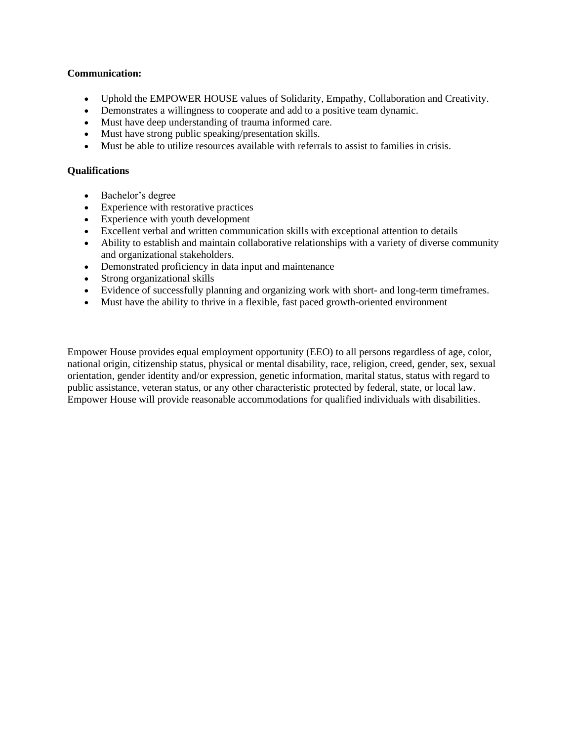**Communication:**

- Uphold the EMPOWER HOUSE values of Solidarity, Empathy, Collaboration and Creativity.
- Demonstrates a willingness to cooperate and add to a positive team dynamic.
- Must have deep understanding of trauma informed care.
- Must have strong public speaking/presentation skills.
- Must be able to utilize resources available with referrals to assist to families in crisis.

**Qualifications**

- Bachelor's degree
- Experience with restorative practices
- Experience with youth development
- Excellent verbal and written communication skills with exceptional attention to details
- Ability to establish and maintain collaborative relationships with a variety of diverse community and organizational stakeholders.
- Demonstrated proficiency in data input and maintenance
- Strong organizational skills
- Evidence of successfully planning and organizing work with short- and long-term timeframes.
- Must have the ability to thrive in a flexible, fast paced growth-oriented environment

Empower House provides equal employment opportunity (EEO) to all persons regardless of age, color, national origin, citizenship status, physical or mental disability, race, religion, creed, gender, sex, sexual orientation, gender identity and/or expression, genetic information, marital status, status with regard to public assistance, veteran status, or any other characteristic protected by federal, state, or local law. Empower House will provide reasonable accommodations for qualified individuals with disabilities.